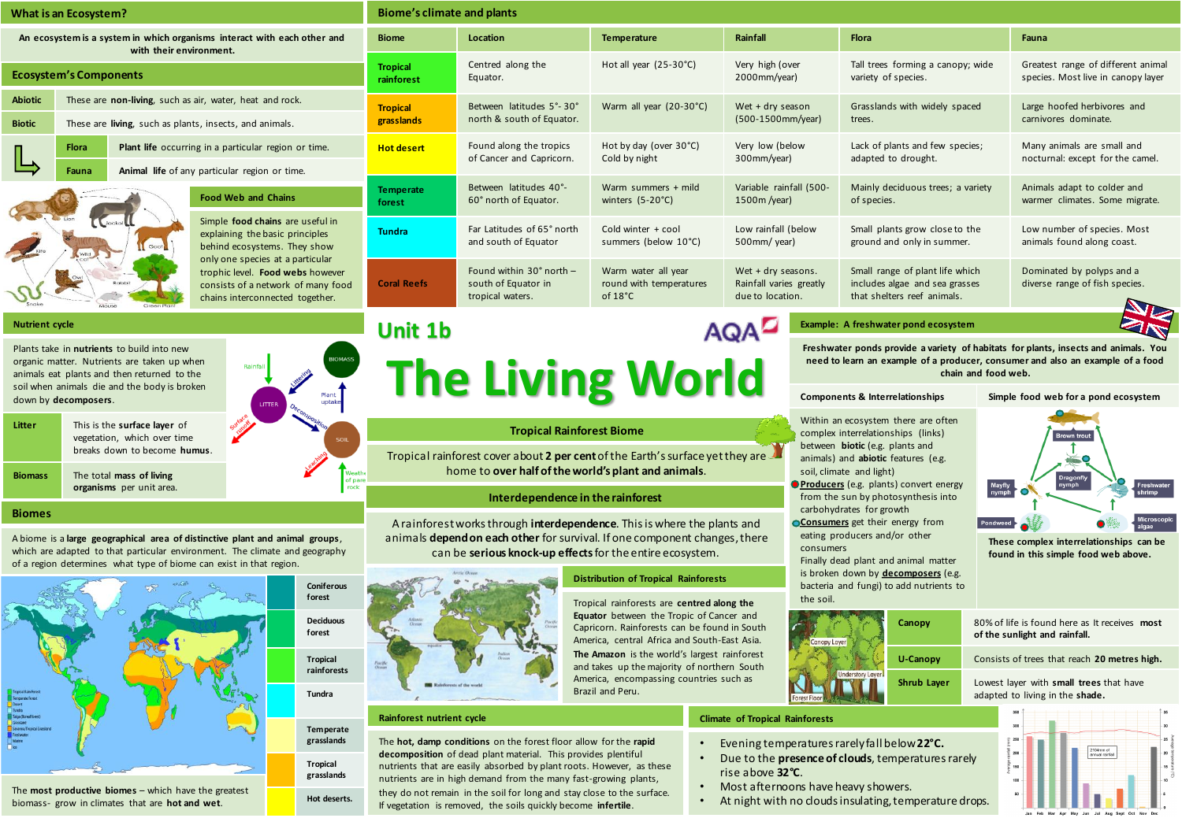# Unit 1b The Living World

AQA

## What is an Ecosystem?

An ecosystem is a system in which organisms interact with each other and with their environment.

## Ecosystem's Components

| | |
|---|---|
| **Abiotic** | These are **non-living**, such as air, water, heat and rock. |
| **Biotic** | These are **living**, such as plants, insects, and animals. |
| **Flora** | **Plant life** occurring in a particular region or time. |
| **Fauna** | **Animal life** of any particular region or time. |

## Food Web and Chains

Simple **food chains** are useful in explaining the basic principles behind ecosystems. They show only one species at a particular trophic level. **Food webs** however consists of a network of many food chains interconnected together.

## Biome's climate and plants

| Biome | Location | Temperature | Rainfall | Flora | Fauna |
|---|---|---|---|---|---|
| Tropical rainforest | Centred along the Equator. | Hot all year (25-30°C) | Very high (over 2000mm/year) | Tall trees forming a canopy; wide variety of species. | Greatest range of different animal species. Most live in canopy layer |
| Tropical grasslands | Between latitudes 5°- 30° north & south of Equator. | Warm all year (20-30°C) | Wet + dry season (500-1500mm/year) | Grasslands with widely spaced trees. | Large hoofed herbivores and carnivores dominate. |
| Hot desert | Found along the tropics of Cancer and Capricorn. | Hot by day (over 30°C) Cold by night | Very low (below 300mm/year) | Lack of plants and few species; adapted to drought. | Many animals are small and nocturnal: except for the camel. |
| Temperate forest | Between latitudes 40°-60° north of Equator. | Warm summers + mild winters (5-20°C) | Variable rainfall (500-1500m /year) | Mainly deciduous trees; a variety of species. | Animals adapt to colder and warmer climates. Some migrate. |
| Tundra | Far Latitudes of 65° north and south of Equator | Cold winter + cool summers (below 10°C) | Low rainfall (below 500mm/ year) | Small plants grow close to the ground and only in summer. | Low number of species. Most animals found along coast. |
| Coral Reefs | Found within 30° north – south of Equator in tropical waters. | Warm water all year round with temperatures of 18°C | Wet + dry seasons. Rainfall varies greatly due to location. | Small range of plant life which includes algae and sea grasses that shelters reef animals. | Dominated by polyps and a diverse range of fish species. |

## Nutrient cycle

Plants take in **nutrients** to build into new organic matter. Nutrients are taken up when animals eat plants and then returned to the soil when animals die and the body is broken down by **decomposers**.

| | |
|---|---|
| **Litter** | This is the **surface layer** of vegetation, which over time breaks down to become **humus**. |
| **Biomass** | The total **mass of living organisms** per unit area. |

## Biomes

A biome is a **large geographical area of distinctive plant and animal groups**, which are adapted to that particular environment. The climate and geography of a region determines what type of biome can exist in that region.

- Coniferous forest
- Deciduous forest
- Tropical rainforests
- Tundra
- Temperate grasslands
- Tropical grasslands
- Hot deserts.

The **most productive biomes** – which have the greatest biomass- grow in climates that are **hot and wet**.

## Tropical Rainforest Biome

Tropical rainforest cover about **2 per cent** of the Earth's surface yet they are home to **over half of the world's plant and animals.**

## Interdependence in the rainforest

A rainforest works through **interdependence**. This is where the plants and animals **depend on each other** for survival. If one component changes, there can be **serious knock-up effects** for the entire ecosystem.

## Distribution of Tropical Rainforests

Tropical rainforests are **centred along the Equator** between the Tropic of Cancer and Capricorn. Rainforests can be found in South America, central Africa and South-East Asia.
**The Amazon** is the world's largest rainforest and takes up the majority of northern South America, encompassing countries such as Brazil and Peru.

## Rainforest nutrient cycle

The **hot, damp conditions** on the forest floor allow for the **rapid decomposition** of dead plant material. This provides plentiful nutrients that are easily absorbed by plant roots. However, as these nutrients are in high demand from the many fast-growing plants, they do not remain in the soil for long and stay close to the surface. If vegetation is removed, the soils quickly become **infertile**.

## Climate of Tropical Rainforests

- Evening temperatures rarely fall below **22°C.**
- Due to the **presence of clouds**, temperatures rarely rise above **32°C**.
- Most afternoons have heavy showers.
- At night with no clouds insulating, temperature drops.

## Example: A freshwater pond ecosystem

Freshwater ponds provide a variety of habitats for plants, insects and animals. You need to learn an example of a producer, consumer and also an example of a food chain and food web.

### Components & Interrelationships

Within an ecosystem there are often complex interrelationships (links) between **biotic** (e.g. plants and animals) and **abiotic** features (e.g. soil, climate and light)

- **Producers** (e.g. plants) convert energy from the sun by photosynthesis into carbohydrates for growth
- **Consumers** get their energy from eating producers and/or other consumers

Finally dead plant and animal matter is broken down by **decomposers** (e.g. bacteria and fungi) to add nutrients to the soil.

### Simple food web for a pond ecosystem

These complex interrelationships can be found in this simple food web above.

| | |
|---|---|
| **Canopy** | 80% of life is found here as It receives **most of the sunlight and rainfall.** |
| **U-Canopy** | Consists of trees that reach **20 metres high.** |
| **Shrub Layer** | Lowest layer with **small trees** that have adapted to living in the **shade.** |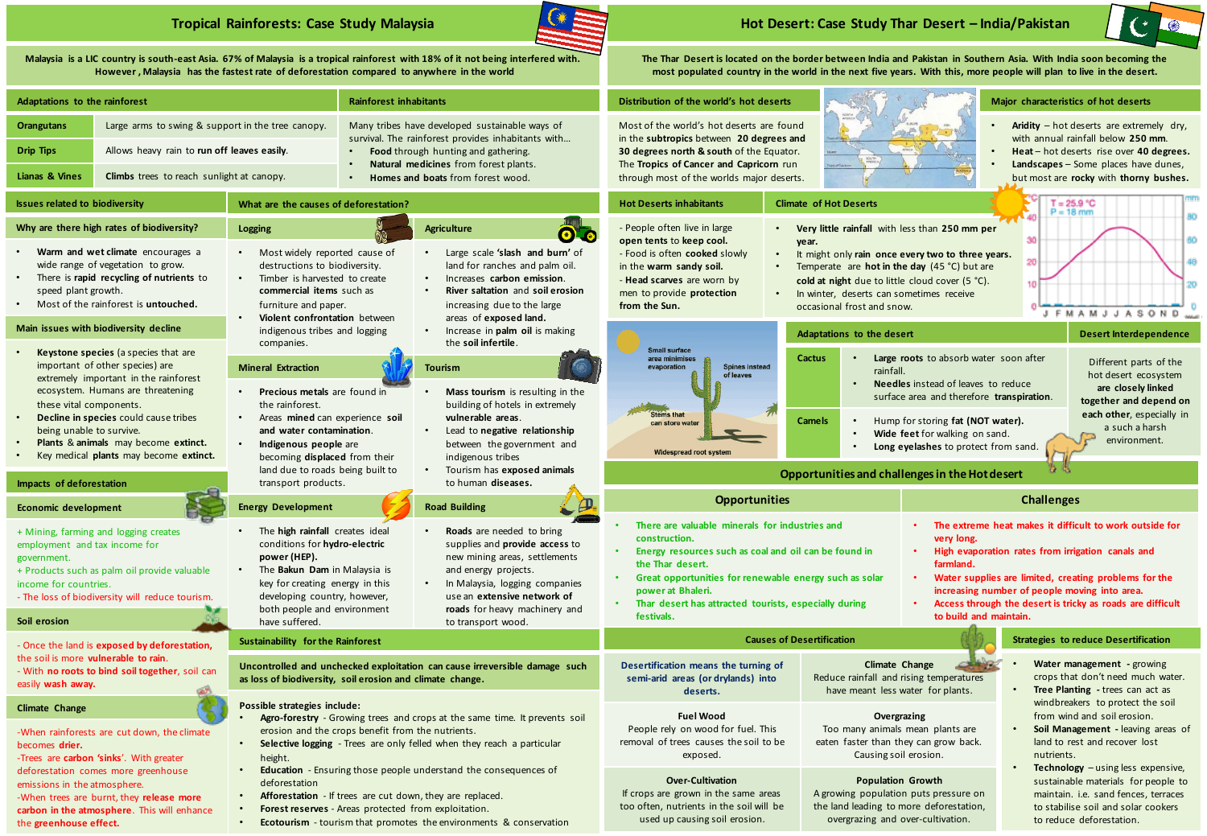# Tropical Rainforests: Case Study Malaysia

Malaysia is a LIC country is south-east Asia. 67% of Malaysia is a tropical rainforest with 18% of it not being interfered with. However, Malaysia has the fastest rate of deforestation compared to anywhere in the world

## Adaptations to the rainforest

| | |
|---|---|
| **Orangutans** | Large arms to swing & support in the tree canopy. |
| **Drip Tips** | Allows heavy rain to **run off leaves easily**. |
| **Lianas & Vines** | **Climbs** trees to reach sunlight at canopy. |

## Rainforest inhabitants

Many tribes have developed sustainable ways of survival. The rainforest provides inhabitants with…

- **Food** through hunting and gathering.
- **Natural medicines** from forest plants.
- **Homes and boats** from forest wood.

## Issues related to biodiversity

### Why are there high rates of biodiversity?

- **Warm and wet climate** encourages a wide range of vegetation to grow.
- There is **rapid recycling of nutrients** to speed plant growth.
- Most of the rainforest is **untouched.**

### Main issues with biodiversity decline

- **Keystone species** (a species that are important of other species) are extremely important in the rainforest ecosystem. Humans are threatening these vital components.
- **Decline in species** could cause tribes being unable to survive.
- **Plants & animals** may become **extinct.**
- Key medical **plants** may become **extinct.**

## What are the causes of deforestation?

### Logging

- Most widely reported cause of destructions to biodiversity.
- Timber is harvested to create **commercial items** such as furniture and paper.
- **Violent confrontation** between indigenous tribes and logging companies.

### Agriculture

- Large scale **'slash and burn'** of land for ranches and palm oil.
- Increases **carbon emission**.
- **River saltation** and **soil erosion** increasing due to the large areas of **exposed land.**
- Increase in **palm oil** is making the **soil infertile**.

### Mineral Extraction

- **Precious metals** are found in the rainforest.
- Areas **mined** can experience **soil and water contamination**.
- **Indigenous people** are becoming **displaced** from their land due to roads being built to transport products.

### Tourism

- **Mass tourism** is resulting in the building of hotels in extremely **vulnerable areas**.
- Lead to **negative relationship** between the government and indigenous tribes
- Tourism has **exposed animals** to human **diseases.**

### Energy Development

- The **high rainfall** creates ideal conditions for **hydro-electric power** (HEP).
- The **Bakun Dam** in Malaysia is key for creating energy in this developing country, however, both people and environment have suffered.

### Road Building

- **Roads** are needed to bring supplies and **provide access** to new mining areas, settlements and energy projects.
- In Malaysia, logging companies use an **extensive network of roads** for heavy machinery and to transport wood.

## Impacts of deforestation

### Economic development

+ Mining, farming and logging creates employment and tax income for government.
+ Products such as palm oil provide valuable income for countries.
- The loss of biodiversity will reduce tourism.

### Soil erosion

- Once the land is **exposed by deforestation,** the soil is more **vulnerable** to **rain**.
- With **no roots to bind soil together,** soil can easily **wash away.**

### Climate Change

-When rainforests are cut down, the climate becomes **drier.**
-Trees are **carbon 'sinks'**. With greater deforestation comes more greenhouse emissions in the atmosphere.
-When trees are burnt, they **release more carbon in the atmosphere**. This will enhance the **greenhouse effect.**

## Sustainability for the Rainforest

**Uncontrolled and unchecked exploitation can cause irreversible damage such as loss of biodiversity, soil erosion and climate change.**

Possible strategies include:

- **Agro-forestry** - Growing trees and crops at the same time. It prevents soil erosion and the crops benefit from the nutrients.
- **Selective logging** - Trees are only felled when they reach a particular height.
- **Education** - Ensuring those people understand the consequences of deforestation
- **Afforestation** - If trees are cut down, they are replaced.
- **Forest reserves** - Areas protected from exploitation.
- **Ecotourism** - tourism that promotes the environments & conservation

# Hot Desert: Case Study Thar Desert – India/Pakistan

The Thar Desert is located on the border between India and Pakistan in Southern Asia. With India soon becoming the most populated country in the world in the next five years. With this, more people will plan to live in the desert.

## Distribution of the world's hot deserts

Most of the world's hot deserts are found in the **subtropics** between **20 degrees and 30 degrees north & south** of the Equator. The **Tropics of Cancer and Capricorn** run through most of the worlds major deserts.

## Major characteristics of hot deserts

- **Aridity** – hot deserts are extremely dry, with annual rainfall below **250 mm.**
- **Heat** – hot deserts rise over **40 degrees.**
- **Landscapes** – Some places have dunes, but most are **rocky** with **thorny bushes.**

## Hot Deserts inhabitants

- People often live in large **open tents** to **keep cool.**
- **Food** is often **cooked** slowly in the **warm sandy soil.**
- **Head scarves** are worn by men to provide **protection from the Sun.**

## Climate of Hot Deserts

- **Very little rainfall** with less than **250 mm per year.**
- It might only **rain once every two to three years.**
- Temperate are **hot in the day** (45 °C) but are **cold at night** due to little cloud cover (5 °C).
- In winter, deserts can sometimes receive occasional frost and snow.

T = 25.9 °C
P = 18 mm

Small surface area minimises evaporation
Spines instead of leaves
Stems that can store water
Widespread root system

## Adaptations to the desert

| | |
|---|---|
| **Cactus** | • **Large roots** to absorb water soon after rainfall. • **Needles** instead of leaves to reduce surface area and therefore **transpiration.** |
| **Camels** | • **Hump** for storing **fat (NOT water).** • **Wide feet** for walking on sand. • **Long eyelashes** to protect from sand. |

## Desert Interdependence

Different parts of the hot desert ecosystem **are closely linked together and depend on each other,** especially in a such a harsh environment.

## Opportunities and challenges in the Hot desert

### Opportunities

- There are valuable minerals for industries and construction.
- Energy resources such as coal and oil can be found in the Thar desert.
- Great opportunities for renewable energy such as solar power at Bhaleri.
- Thar desert has attracted tourists, especially during festivals.

### Challenges

- The extreme heat makes it difficult to work outside for very long.
- High evaporation rates from irrigation canals and farmland.
- Water supplies are limited, creating problems for the increasing number of people moving into area.
- Access through the desert is tricky as roads are difficult to build and maintain.

## Causes of Desertification

**Desertification means the turning of semi-arid areas (or drylands) into deserts.**

**Climate Change**
Reduce rainfall and rising temperatures have meant less water for plants.

**Fuel Wood**
People rely on wood for fuel. This removal of trees causes the soil to be exposed.

**Overgrazing**
Too many animals mean plants are eaten faster than they can grow back. Causing soil erosion.

**Over-Cultivation**
If crops are grown in the same areas too often, nutrients in the soil will be used up causing soil erosion.

**Population Growth**
A growing population puts pressure on the land leading to more deforestation, overgrazing and over-cultivation.

## Strategies to reduce Desertification

- **Water management** - growing crops that don't need much water.
- **Tree Planting** - trees can act as windbreakers to protect the soil from wind and soil erosion.
- **Soil Management** - leaving areas of land to rest and recover lost nutrients.
- **Technology** – using less expensive, sustainable materials for people to maintain. i.e. sand fences, terraces to stabilise soil and solar cookers to reduce deforestation.